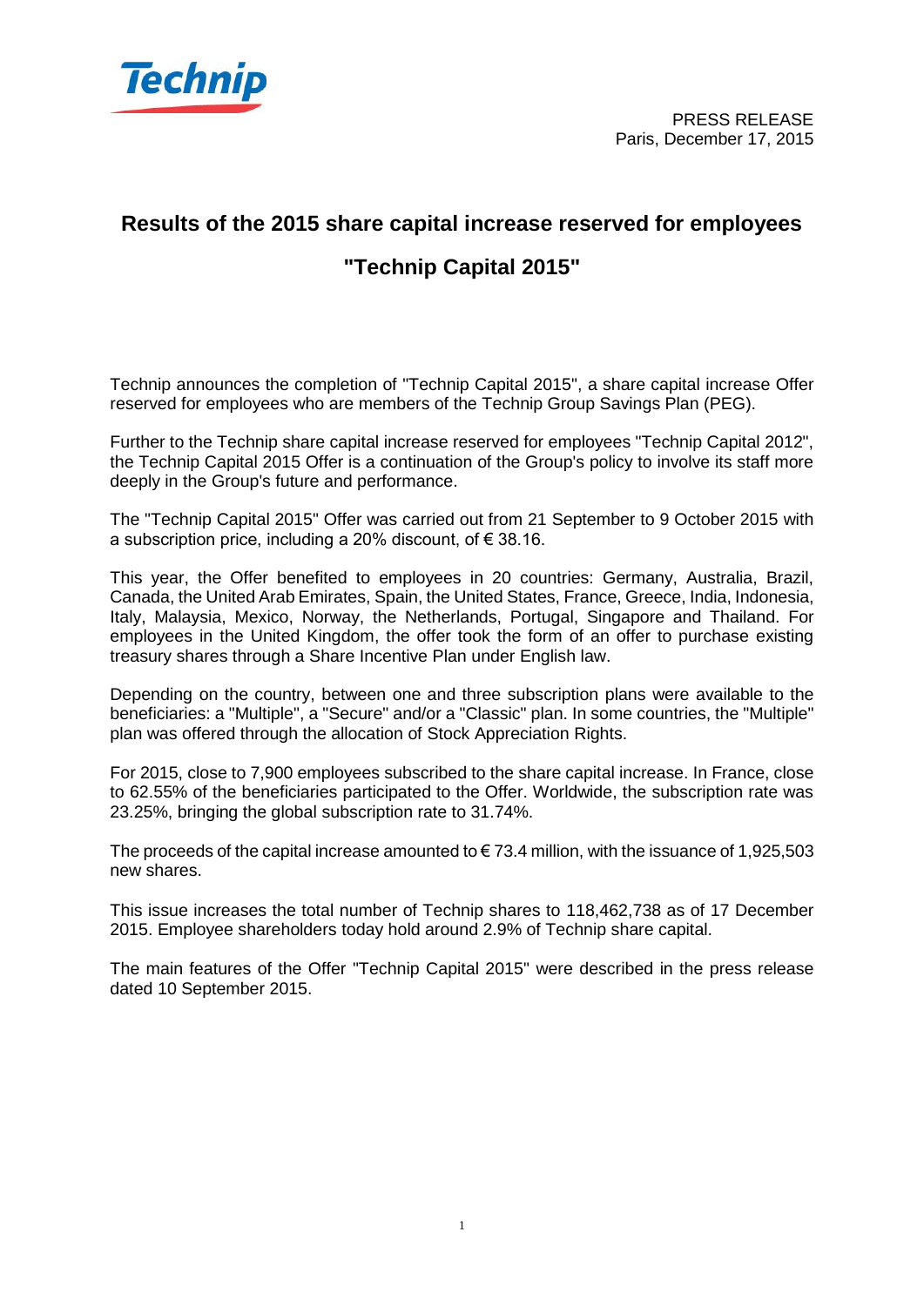PRESS RELEASE
Paris, December 17, 2015

# Results of the 2015 share capital increase reserved for employees

# "Technip Capital 2015"

Technip announces the completion of "Technip Capital 2015", a share capital increase Offer reserved for employees who are members of the Technip Group Savings Plan (PEG).

Further to the Technip share capital increase reserved for employees "Technip Capital 2012", the Technip Capital 2015 Offer is a continuation of the Group's policy to involve its staff more deeply in the Group's future and performance.

The "Technip Capital 2015" Offer was carried out from 21 September to 9 October 2015 with a subscription price, including a 20% discount, of € 38.16.

This year, the Offer benefited to employees in 20 countries: Germany, Australia, Brazil, Canada, the United Arab Emirates, Spain, the United States, France, Greece, India, Indonesia, Italy, Malaysia, Mexico, Norway, the Netherlands, Portugal, Singapore and Thailand. For employees in the United Kingdom, the offer took the form of an offer to purchase existing treasury shares through a Share Incentive Plan under English law.

Depending on the country, between one and three subscription plans were available to the beneficiaries: a "Multiple", a "Secure" and/or a "Classic" plan. In some countries, the "Multiple" plan was offered through the allocation of Stock Appreciation Rights.

For 2015, close to 7,900 employees subscribed to the share capital increase. In France, close to 62.55% of the beneficiaries participated to the Offer. Worldwide, the subscription rate was 23.25%, bringing the global subscription rate to 31.74%.

The proceeds of the capital increase amounted to € 73.4 million, with the issuance of 1,925,503 new shares.

This issue increases the total number of Technip shares to 118,462,738 as of 17 December 2015. Employee shareholders today hold around 2.9% of Technip share capital.

The main features of the Offer "Technip Capital 2015" were described in the press release dated 10 September 2015.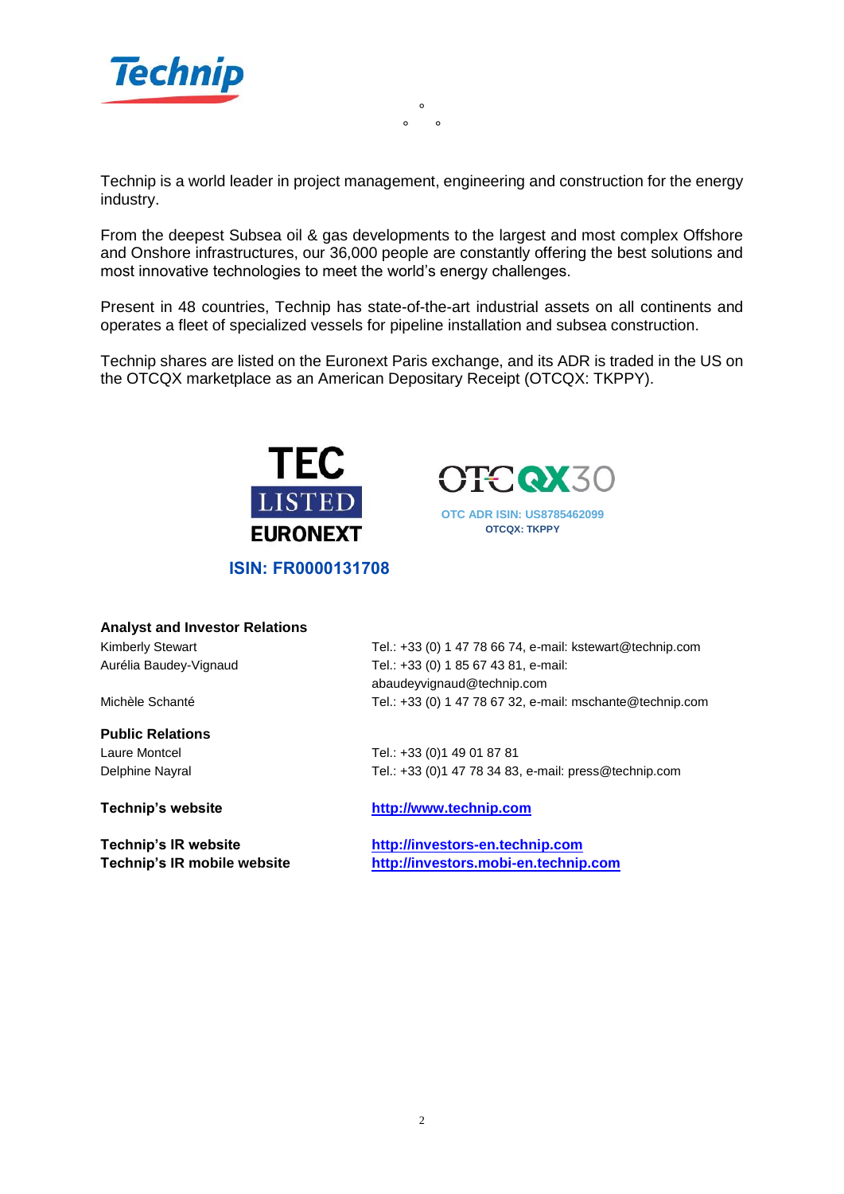Technip is a world leader in project management, engineering and construction for the energy industry.

From the deepest Subsea oil & gas developments to the largest and most complex Offshore and Onshore infrastructures, our 36,000 people are constantly offering the best solutions and most innovative technologies to meet the world's energy challenges.

Present in 48 countries, Technip has state-of-the-art industrial assets on all continents and operates a fleet of specialized vessels for pipeline installation and subsea construction.

Technip shares are listed on the Euronext Paris exchange, and its ADR is traded in the US on the OTCQX marketplace as an American Depositary Receipt (OTCQX: TKPPY).

TEC LISTED EURONEXT

**ISIN: FR0000131708**

OTCQX30

**OTC ADR ISIN: US8785462099**
**OTCQX: TKPPY**

**Analyst and Investor Relations**

Kimberly Stewart — Tel.: +33 (0) 1 47 78 66 74, e-mail: kstewart@technip.com
Aurélia Baudey-Vignaud — Tel.: +33 (0) 1 85 67 43 81, e-mail: abaudeyvignaud@technip.com
Michèle Schanté — Tel.: +33 (0) 1 47 78 67 32, e-mail: mschante@technip.com

**Public Relations**

Laure Montcel — Tel.: +33 (0)1 49 01 87 81
Delphine Nayral — Tel.: +33 (0)1 47 78 34 83, e-mail: press@technip.com

**Technip's website** — http://www.technip.com

**Technip's IR website** — http://investors-en.technip.com
**Technip's IR mobile website** — http://investors.mobi-en.technip.com